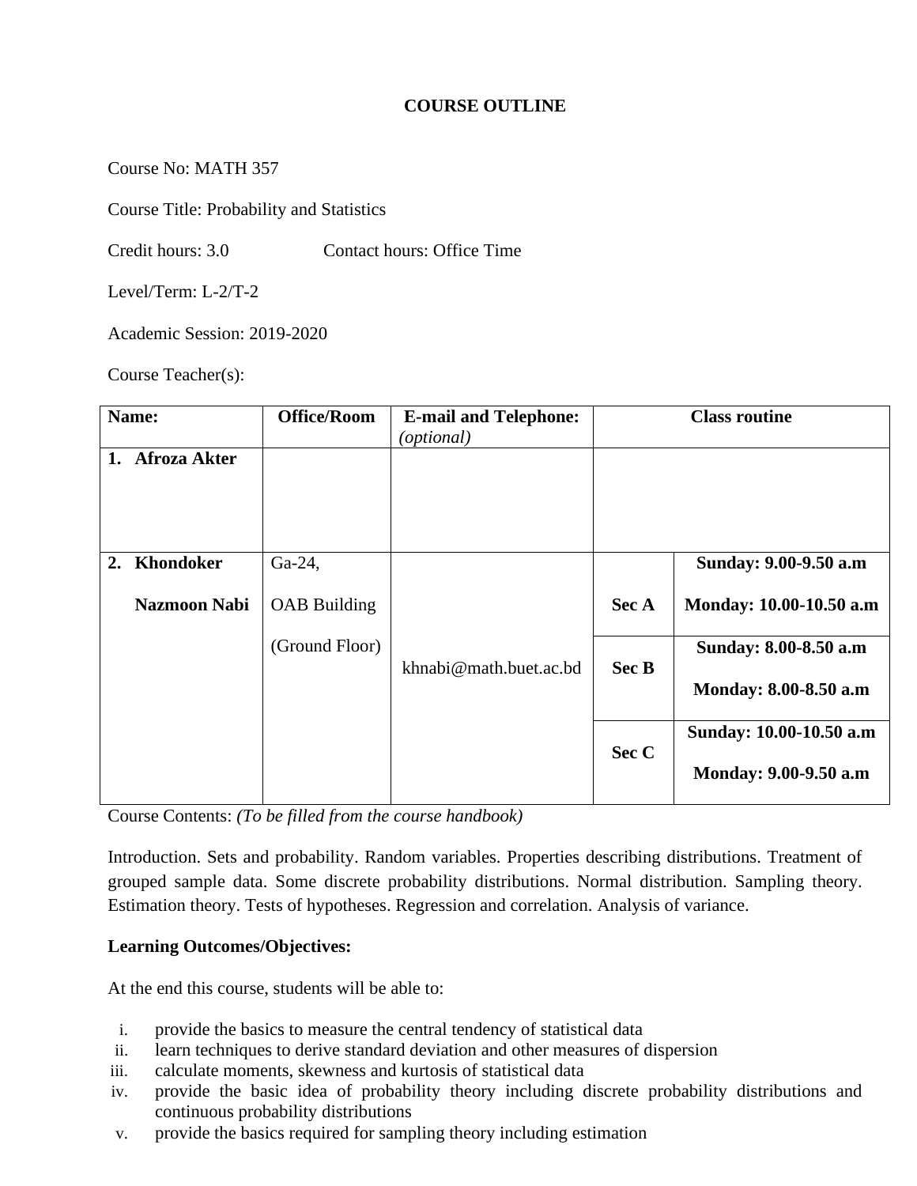# COURSE OUTLINE

Course No: MATH 357

Course Title: Probability and Statistics

Credit hours: 3.0 Contact hours: Office Time

Level/Term: L-2/T-2

Academic Session: 2019-2020

Course Teacher(s):

| Name: | Office/Room | E-mail and Telephone: *(optional)* | Class routine | |
|---|---|---|---|---|
| **1. Afroza Akter** | | | | |
| **2. Khondoker Nazmoon Nabi** | Ga-24, OAB Building (Ground Floor) | khnabi@math.buet.ac.bd | **Sec A** | **Sunday: 9.00-9.50 a.m** **Monday: 10.00-10.50 a.m** |
| | | | **Sec B** | **Sunday: 8.00-8.50 a.m** **Monday: 8.00-8.50 a.m** |
| | | | **Sec C** | **Sunday: 10.00-10.50 a.m** **Monday: 9.00-9.50 a.m** |

Course Contents: *(To be filled from the course handbook)*

Introduction. Sets and probability. Random variables. Properties describing distributions. Treatment of grouped sample data. Some discrete probability distributions. Normal distribution. Sampling theory. Estimation theory. Tests of hypotheses. Regression and correlation. Analysis of variance.

**Learning Outcomes/Objectives:**

At the end this course, students will be able to:

i. provide the basics to measure the central tendency of statistical data
ii. learn techniques to derive standard deviation and other measures of dispersion
iii. calculate moments, skewness and kurtosis of statistical data
iv. provide the basic idea of probability theory including discrete probability distributions and continuous probability distributions
v. provide the basics required for sampling theory including estimation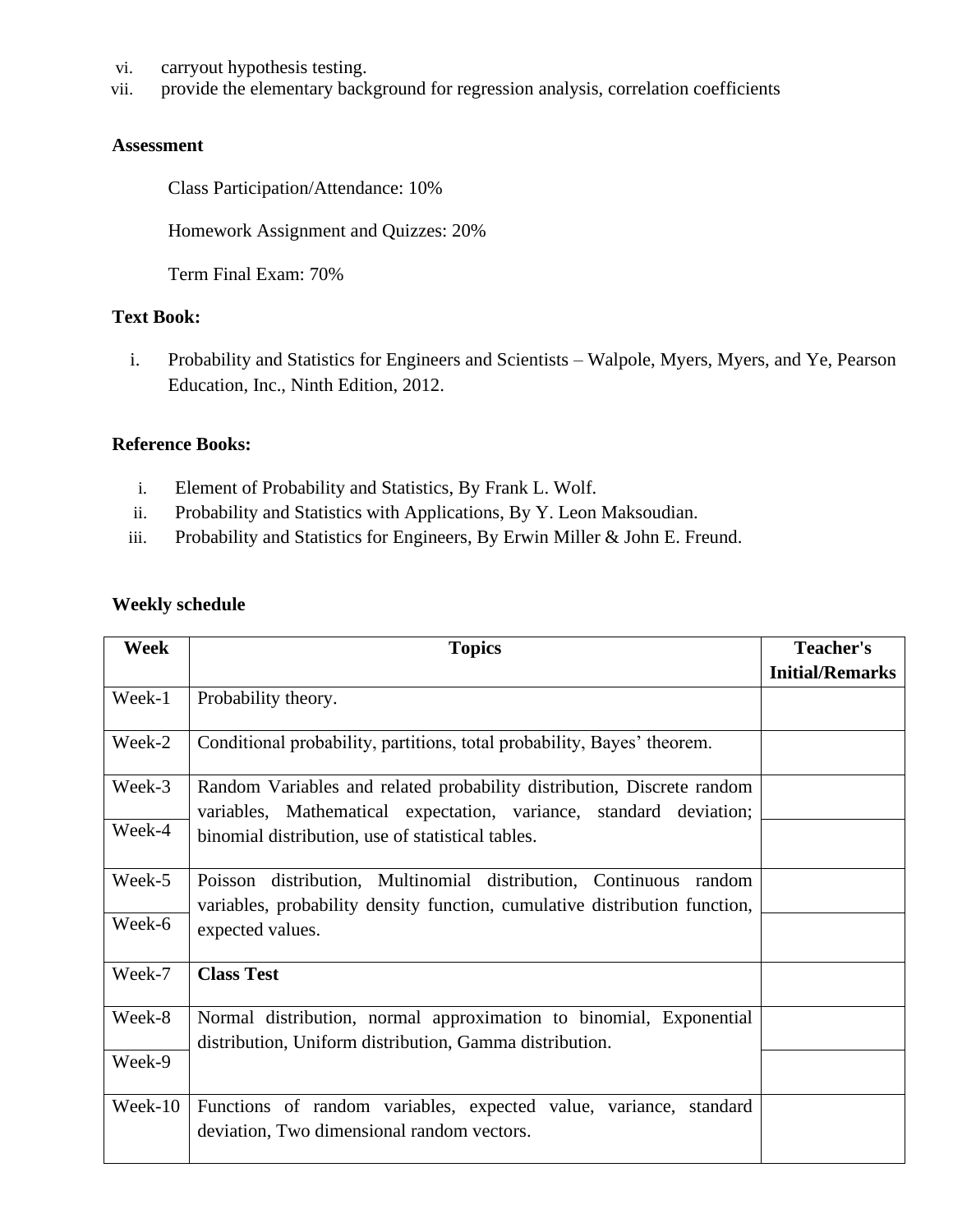vi. carryout hypothesis testing.
vii. provide the elementary background for regression analysis, correlation coefficients

**Assessment**

Class Participation/Attendance: 10%

Homework Assignment and Quizzes: 20%

Term Final Exam: 70%

**Text Book:**

i. Probability and Statistics for Engineers and Scientists – Walpole, Myers, Myers, and Ye, Pearson Education, Inc., Ninth Edition, 2012.

**Reference Books:**

i. Element of Probability and Statistics, By Frank L. Wolf.
ii. Probability and Statistics with Applications, By Y. Leon Maksoudian.
iii. Probability and Statistics for Engineers, By Erwin Miller & John E. Freund.

**Weekly schedule**

| Week | Topics | Teacher's Initial/Remarks |
|---|---|---|
| Week-1 | Probability theory. | |
| Week-2 | Conditional probability, partitions, total probability, Bayes' theorem. | |
| Week-3 | Random Variables and related probability distribution, Discrete random variables, Mathematical expectation, variance, standard deviation; binomial distribution, use of statistical tables. | |
| Week-4 | | |
| Week-5 | Poisson distribution, Multinomial distribution, Continuous random variables, probability density function, cumulative distribution function, expected values. | |
| Week-6 | | |
| Week-7 | **Class Test** | |
| Week-8 | Normal distribution, normal approximation to binomial, Exponential distribution, Uniform distribution, Gamma distribution. | |
| Week-9 | | |
| Week-10 | Functions of random variables, expected value, variance, standard deviation, Two dimensional random vectors. | |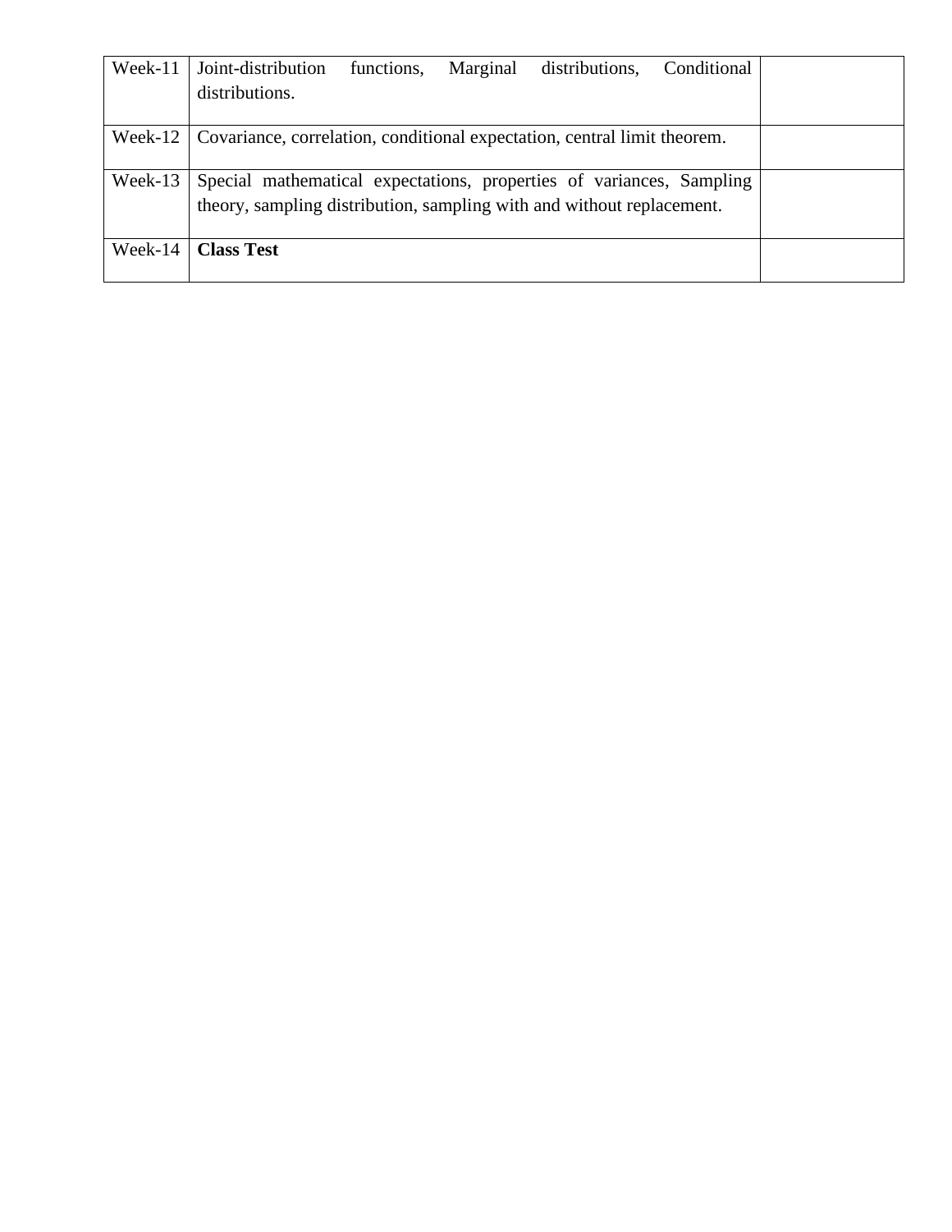| | | |
|---|---|---|
| Week-11 | Joint-distribution functions, Marginal distributions, Conditional distributions. | |
| Week-12 | Covariance, correlation, conditional expectation, central limit theorem. | |
| Week-13 | Special mathematical expectations, properties of variances, Sampling theory, sampling distribution, sampling with and without replacement. | |
| Week-14 | **Class Test** | |